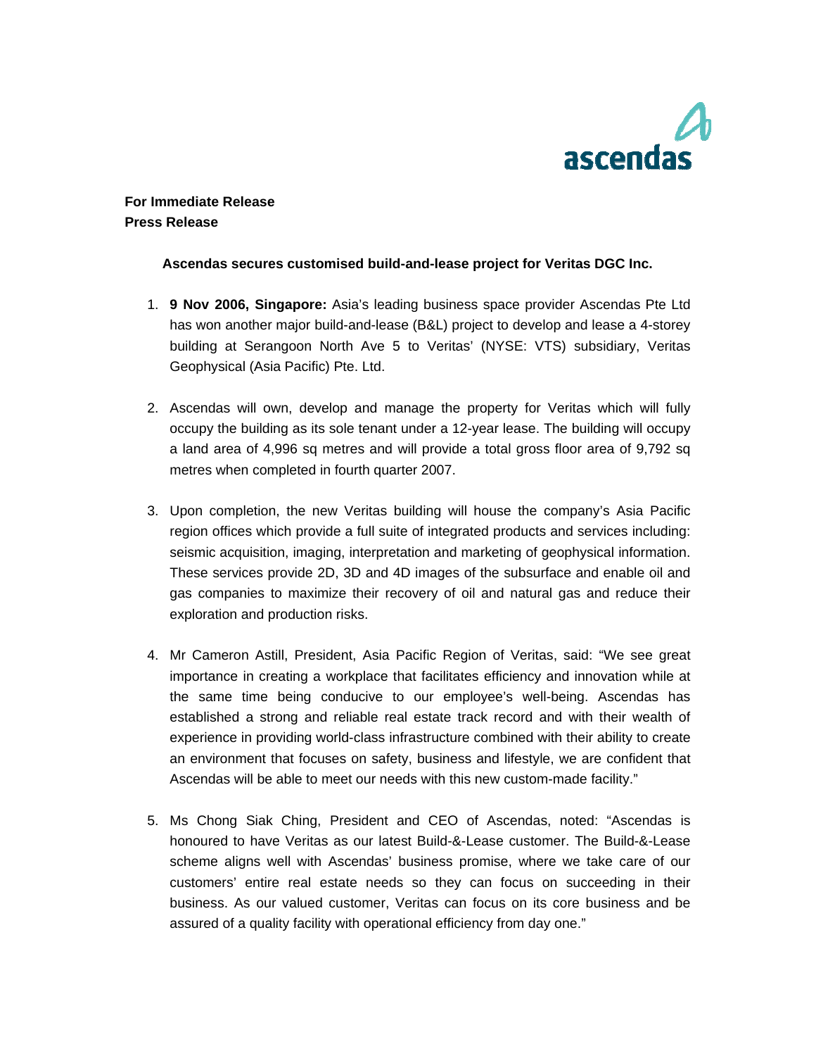**For Immediate Release**
**Press Release**

**Ascendas secures customised build-and-lease project for Veritas DGC Inc.**

1. **9 Nov 2006, Singapore:** Asia's leading business space provider Ascendas Pte Ltd has won another major build-and-lease (B&L) project to develop and lease a 4-storey building at Serangoon North Ave 5 to Veritas' (NYSE: VTS) subsidiary, Veritas Geophysical (Asia Pacific) Pte. Ltd.

2. Ascendas will own, develop and manage the property for Veritas which will fully occupy the building as its sole tenant under a 12-year lease. The building will occupy a land area of 4,996 sq metres and will provide a total gross floor area of 9,792 sq metres when completed in fourth quarter 2007.

3. Upon completion, the new Veritas building will house the company's Asia Pacific region offices which provide a full suite of integrated products and services including: seismic acquisition, imaging, interpretation and marketing of geophysical information. These services provide 2D, 3D and 4D images of the subsurface and enable oil and gas companies to maximize their recovery of oil and natural gas and reduce their exploration and production risks.

4. Mr Cameron Astill, President, Asia Pacific Region of Veritas, said: "We see great importance in creating a workplace that facilitates efficiency and innovation while at the same time being conducive to our employee's well-being. Ascendas has established a strong and reliable real estate track record and with their wealth of experience in providing world-class infrastructure combined with their ability to create an environment that focuses on safety, business and lifestyle, we are confident that Ascendas will be able to meet our needs with this new custom-made facility."

5. Ms Chong Siak Ching, President and CEO of Ascendas, noted: "Ascendas is honoured to have Veritas as our latest Build-&-Lease customer. The Build-&-Lease scheme aligns well with Ascendas' business promise, where we take care of our customers' entire real estate needs so they can focus on succeeding in their business. As our valued customer, Veritas can focus on its core business and be assured of a quality facility with operational efficiency from day one."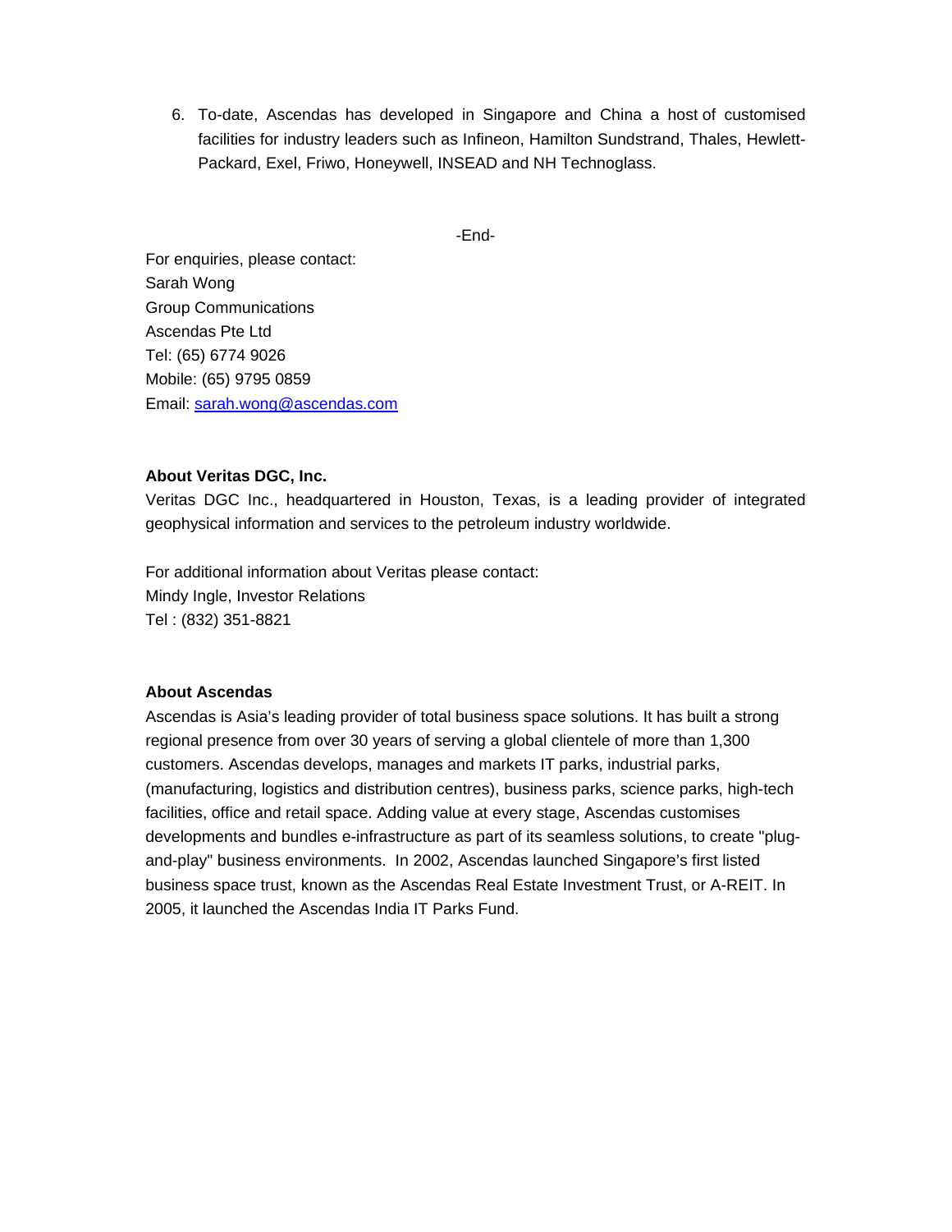6. To-date, Ascendas has developed in Singapore and China a host of customised facilities for industry leaders such as Infineon, Hamilton Sundstrand, Thales, Hewlett-Packard, Exel, Friwo, Honeywell, INSEAD and NH Technoglass.

-End-

For enquiries, please contact:
Sarah Wong
Group Communications
Ascendas Pte Ltd
Tel: (65) 6774 9026
Mobile: (65) 9795 0859
Email: sarah.wong@ascendas.com

**About Veritas DGC, Inc.**

Veritas DGC Inc., headquartered in Houston, Texas, is a leading provider of integrated geophysical information and services to the petroleum industry worldwide.

For additional information about Veritas please contact:
Mindy Ingle, Investor Relations
Tel : (832) 351-8821

**About Ascendas**

Ascendas is Asia's leading provider of total business space solutions. It has built a strong regional presence from over 30 years of serving a global clientele of more than 1,300 customers. Ascendas develops, manages and markets IT parks, industrial parks, (manufacturing, logistics and distribution centres), business parks, science parks, high-tech facilities, office and retail space. Adding value at every stage, Ascendas customises developments and bundles e-infrastructure as part of its seamless solutions, to create "plug-and-play" business environments. In 2002, Ascendas launched Singapore's first listed business space trust, known as the Ascendas Real Estate Investment Trust, or A-REIT. In 2005, it launched the Ascendas India IT Parks Fund.